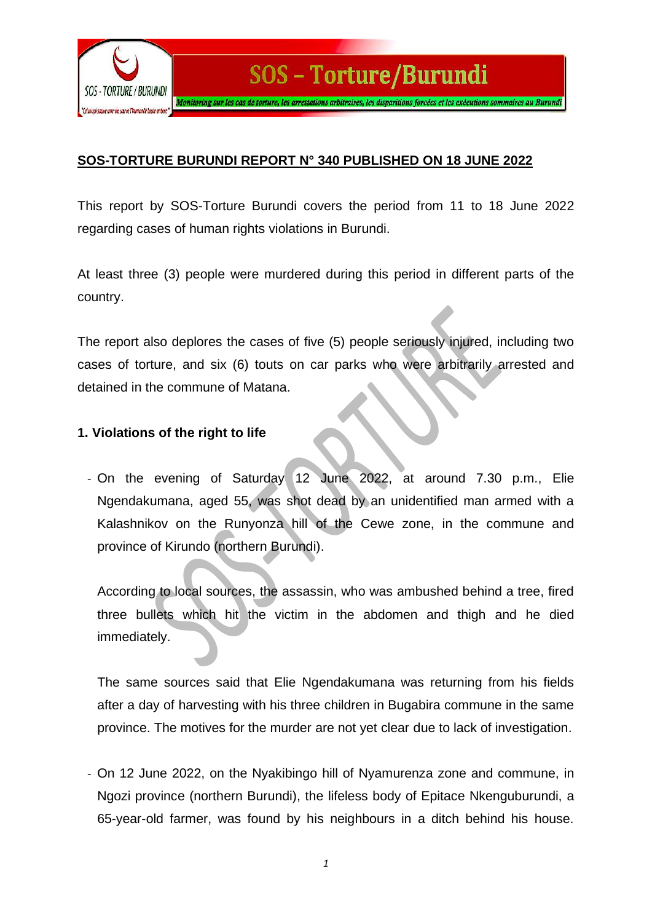## SOS-TORTURE BURUNDI REPORT N° 340 PUBLISHED ON 18 JUNE 2022

This report by SOS-Torture Burundi covers the period from 11 to 18 June 2022 regarding cases of human rights violations in Burundi.

At least three (3) people were murdered during this period in different parts of the country.

The report also deplores the cases of five (5) people seriously injured, including two cases of torture, and six (6) touts on car parks who were arbitrarily arrested and detained in the commune of Matana.

### 1. Violations of the right to life

- On the evening of Saturday 12 June 2022, at around 7.30 p.m., Elie Ngendakumana, aged 55, was shot dead by an unidentified man armed with a Kalashnikov on the Runyonza hill of the Cewe zone, in the commune and province of Kirundo (northern Burundi).

  According to local sources, the assassin, who was ambushed behind a tree, fired three bullets which hit the victim in the abdomen and thigh and he died immediately.

  The same sources said that Elie Ngendakumana was returning from his fields after a day of harvesting with his three children in Bugabira commune in the same province. The motives for the murder are not yet clear due to lack of investigation.

- On 12 June 2022, on the Nyakibingo hill of Nyamurenza zone and commune, in Ngozi province (northern Burundi), the lifeless body of Epitace Nkenguburundi, a 65-year-old farmer, was found by his neighbours in a ditch behind his house.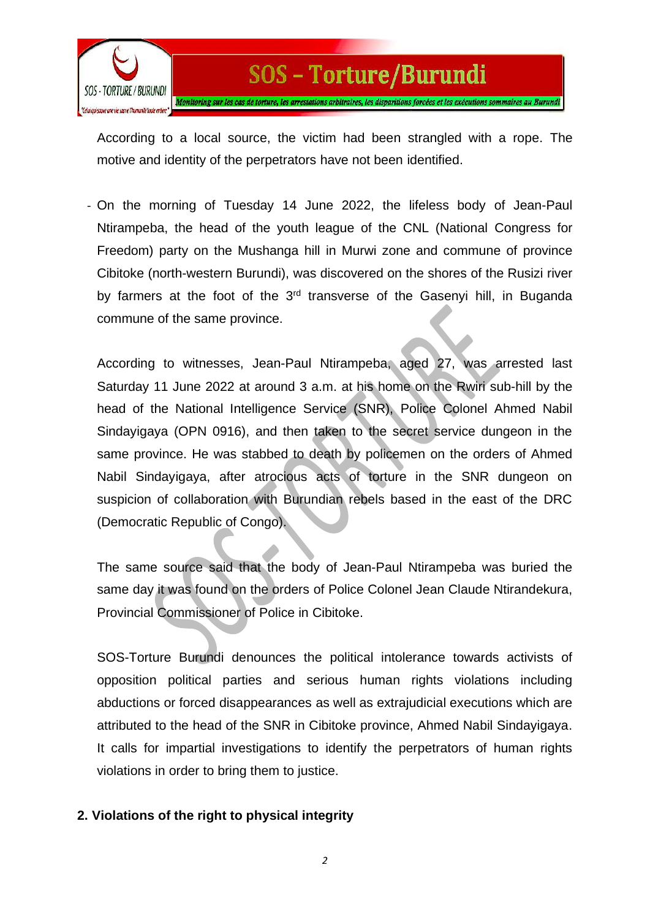According to a local source, the victim had been strangled with a rope. The motive and identity of the perpetrators have not been identified.

- On the morning of Tuesday 14 June 2022, the lifeless body of Jean-Paul Ntirampeba, the head of the youth league of the CNL (National Congress for Freedom) party on the Mushanga hill in Murwi zone and commune of province Cibitoke (north-western Burundi), was discovered on the shores of the Rusizi river by farmers at the foot of the 3rd transverse of the Gasenyi hill, in Buganda commune of the same province.

  According to witnesses, Jean-Paul Ntirampeba, aged 27, was arrested last Saturday 11 June 2022 at around 3 a.m. at his home on the Rwiri sub-hill by the head of the National Intelligence Service (SNR), Police Colonel Ahmed Nabil Sindayigaya (OPN 0916), and then taken to the secret service dungeon in the same province. He was stabbed to death by policemen on the orders of Ahmed Nabil Sindayigaya, after atrocious acts of torture in the SNR dungeon on suspicion of collaboration with Burundian rebels based in the east of the DRC (Democratic Republic of Congo).

  The same source said that the body of Jean-Paul Ntirampeba was buried the same day it was found on the orders of Police Colonel Jean Claude Ntirandekura, Provincial Commissioner of Police in Cibitoke.

  SOS-Torture Burundi denounces the political intolerance towards activists of opposition political parties and serious human rights violations including abductions or forced disappearances as well as extrajudicial executions which are attributed to the head of the SNR in Cibitoke province, Ahmed Nabil Sindayigaya. It calls for impartial investigations to identify the perpetrators of human rights violations in order to bring them to justice.

## 2. Violations of the right to physical integrity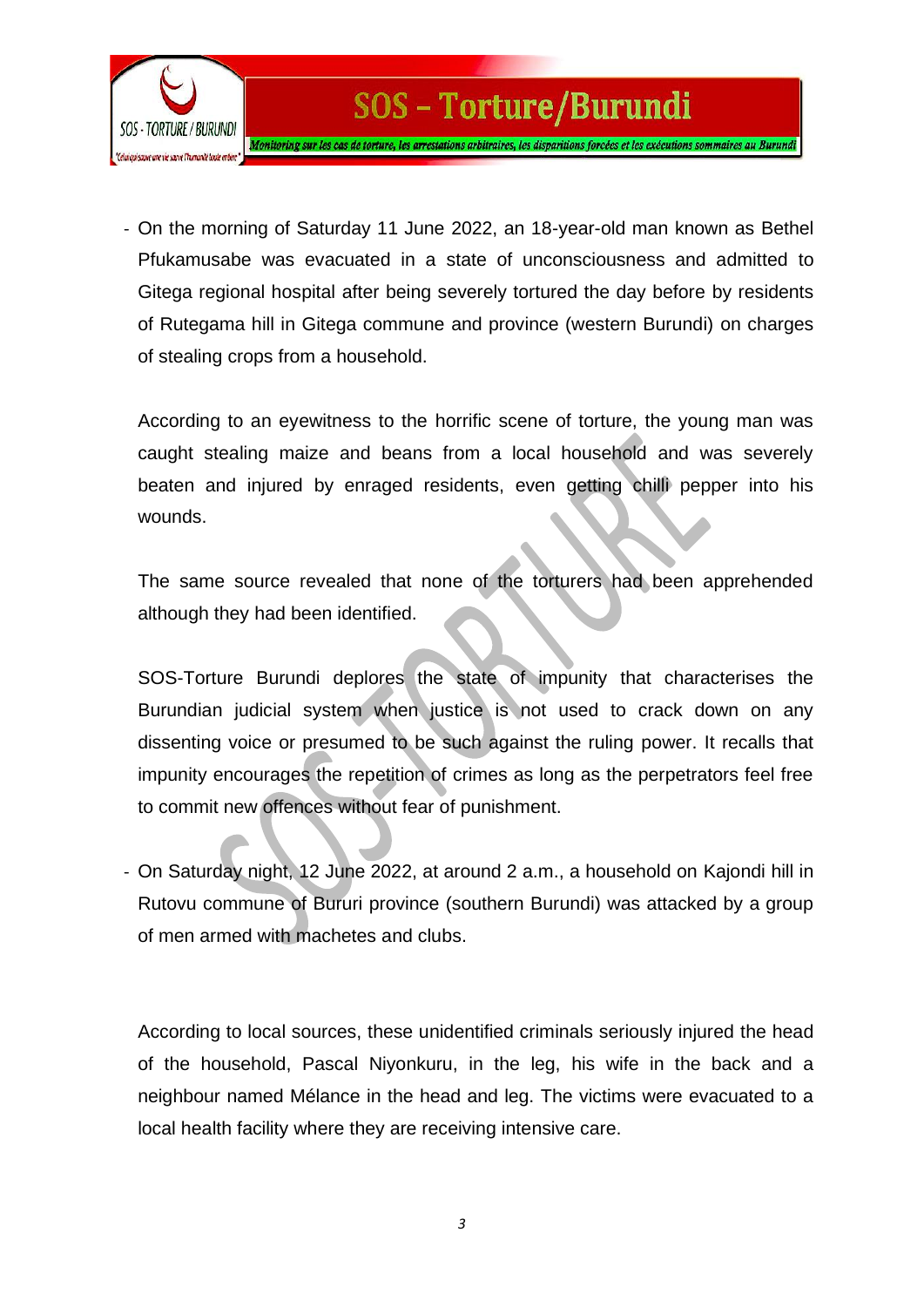- On the morning of Saturday 11 June 2022, an 18-year-old man known as Bethel Pfukamusabe was evacuated in a state of unconsciousness and admitted to Gitega regional hospital after being severely tortured the day before by residents of Rutegama hill in Gitega commune and province (western Burundi) on charges of stealing crops from a household.

  According to an eyewitness to the horrific scene of torture, the young man was caught stealing maize and beans from a local household and was severely beaten and injured by enraged residents, even getting chilli pepper into his wounds.

  The same source revealed that none of the torturers had been apprehended although they had been identified.

  SOS-Torture Burundi deplores the state of impunity that characterises the Burundian judicial system when justice is not used to crack down on any dissenting voice or presumed to be such against the ruling power. It recalls that impunity encourages the repetition of crimes as long as the perpetrators feel free to commit new offences without fear of punishment.

- On Saturday night, 12 June 2022, at around 2 a.m., a household on Kajondi hill in Rutovu commune of Bururi province (southern Burundi) was attacked by a group of men armed with machetes and clubs.

  According to local sources, these unidentified criminals seriously injured the head of the household, Pascal Niyonkuru, in the leg, his wife in the back and a neighbour named Mélance in the head and leg. The victims were evacuated to a local health facility where they are receiving intensive care.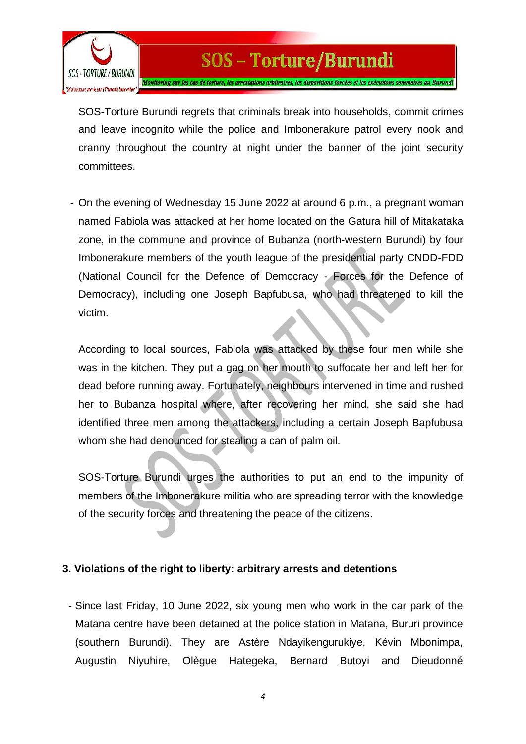SOS-Torture Burundi regrets that criminals break into households, commit crimes and leave incognito while the police and Imbonerakure patrol every nook and cranny throughout the country at night under the banner of the joint security committees.

- On the evening of Wednesday 15 June 2022 at around 6 p.m., a pregnant woman named Fabiola was attacked at her home located on the Gatura hill of Mitakataka zone, in the commune and province of Bubanza (north-western Burundi) by four Imbonerakure members of the youth league of the presidential party CNDD-FDD (National Council for the Defence of Democracy - Forces for the Defence of Democracy), including one Joseph Bapfubusa, who had threatened to kill the victim.

  According to local sources, Fabiola was attacked by these four men while she was in the kitchen. They put a gag on her mouth to suffocate her and left her for dead before running away. Fortunately, neighbours intervened in time and rushed her to Bubanza hospital where, after recovering her mind, she said she had identified three men among the attackers, including a certain Joseph Bapfubusa whom she had denounced for stealing a can of palm oil.

  SOS-Torture Burundi urges the authorities to put an end to the impunity of members of the Imbonerakure militia who are spreading terror with the knowledge of the security forces and threatening the peace of the citizens.

### 3. Violations of the right to liberty: arbitrary arrests and detentions

- Since last Friday, 10 June 2022, six young men who work in the car park of the Matana centre have been detained at the police station in Matana, Bururi province (southern Burundi). They are Astère Ndayikengurukiye, Kévin Mbonimpa, Augustin Niyuhire, Olègue Hategeka, Bernard Butoyi and Dieudonné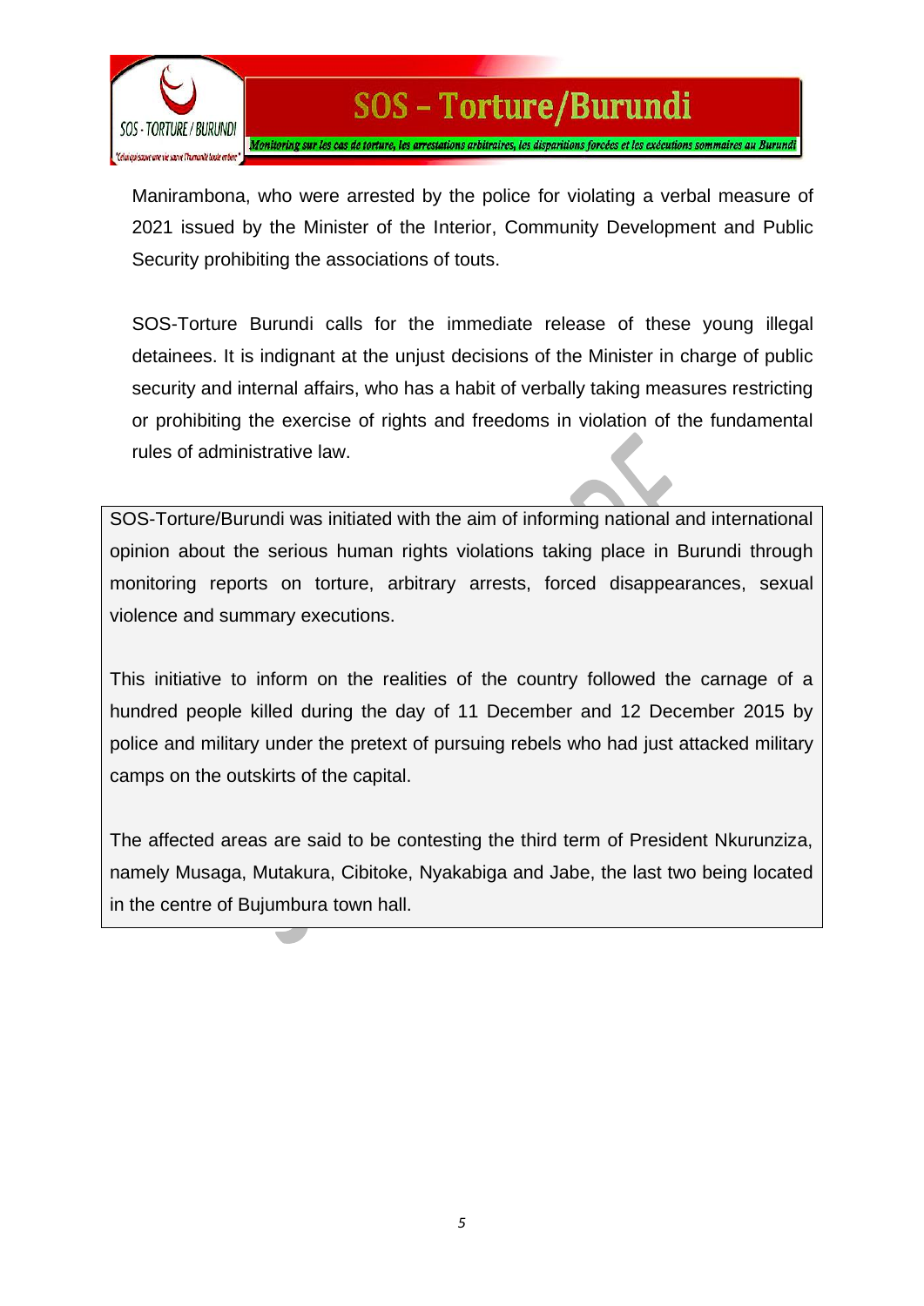Manirambona, who were arrested by the police for violating a verbal measure of 2021 issued by the Minister of the Interior, Community Development and Public Security prohibiting the associations of touts.

SOS-Torture Burundi calls for the immediate release of these young illegal detainees. It is indignant at the unjust decisions of the Minister in charge of public security and internal affairs, who has a habit of verbally taking measures restricting or prohibiting the exercise of rights and freedoms in violation of the fundamental rules of administrative law.

SOS-Torture/Burundi was initiated with the aim of informing national and international opinion about the serious human rights violations taking place in Burundi through monitoring reports on torture, arbitrary arrests, forced disappearances, sexual violence and summary executions.

This initiative to inform on the realities of the country followed the carnage of a hundred people killed during the day of 11 December and 12 December 2015 by police and military under the pretext of pursuing rebels who had just attacked military camps on the outskirts of the capital.

The affected areas are said to be contesting the third term of President Nkurunziza, namely Musaga, Mutakura, Cibitoke, Nyakabiga and Jabe, the last two being located in the centre of Bujumbura town hall.